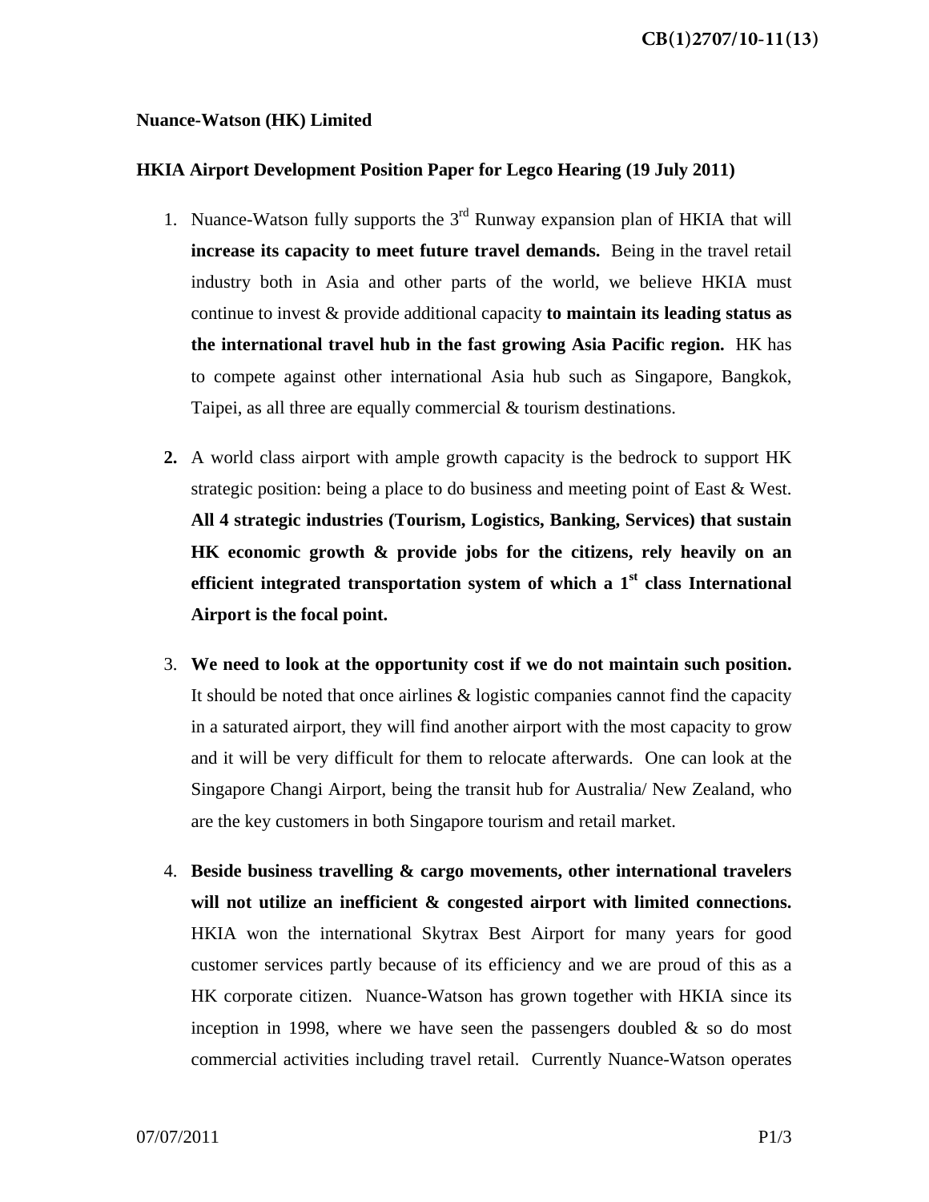CB(1)2707/10-11(13)

**Nuance-Watson (HK) Limited**

**HKIA Airport Development Position Paper for Legco Hearing (19 July 2011)**

1. Nuance-Watson fully supports the 3rd Runway expansion plan of HKIA that will **increase its capacity to meet future travel demands.** Being in the travel retail industry both in Asia and other parts of the world, we believe HKIA must continue to invest & provide additional capacity **to maintain its leading status as the international travel hub in the fast growing Asia Pacific region.** HK has to compete against other international Asia hub such as Singapore, Bangkok, Taipei, as all three are equally commercial & tourism destinations.

2. A world class airport with ample growth capacity is the bedrock to support HK strategic position: being a place to do business and meeting point of East & West. **All 4 strategic industries (Tourism, Logistics, Banking, Services) that sustain HK economic growth & provide jobs for the citizens, rely heavily on an efficient integrated transportation system of which a 1st class International Airport is the focal point.**

3. **We need to look at the opportunity cost if we do not maintain such position.** It should be noted that once airlines & logistic companies cannot find the capacity in a saturated airport, they will find another airport with the most capacity to grow and it will be very difficult for them to relocate afterwards. One can look at the Singapore Changi Airport, being the transit hub for Australia/ New Zealand, who are the key customers in both Singapore tourism and retail market.

4. **Beside business travelling & cargo movements, other international travelers will not utilize an inefficient & congested airport with limited connections.** HKIA won the international Skytrax Best Airport for many years for good customer services partly because of its efficiency and we are proud of this as a HK corporate citizen. Nuance-Watson has grown together with HKIA since its inception in 1998, where we have seen the passengers doubled & so do most commercial activities including travel retail. Currently Nuance-Watson operates

07/07/2011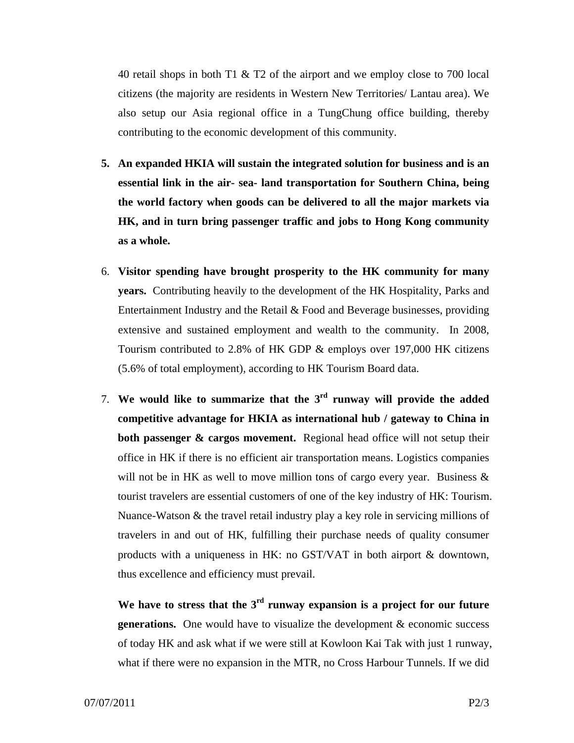40 retail shops in both T1 & T2 of the airport and we employ close to 700 local citizens (the majority are residents in Western New Territories/ Lantau area). We also setup our Asia regional office in a TungChung office building, thereby contributing to the economic development of this community.

5. **An expanded HKIA will sustain the integrated solution for business and is an essential link in the air- sea- land transportation for Southern China, being the world factory when goods can be delivered to all the major markets via HK, and in turn bring passenger traffic and jobs to Hong Kong community as a whole.**

6. **Visitor spending have brought prosperity to the HK community for many years.** Contributing heavily to the development of the HK Hospitality, Parks and Entertainment Industry and the Retail & Food and Beverage businesses, providing extensive and sustained employment and wealth to the community. In 2008, Tourism contributed to 2.8% of HK GDP & employs over 197,000 HK citizens (5.6% of total employment), according to HK Tourism Board data.

7. **We would like to summarize that the 3rd runway will provide the added competitive advantage for HKIA as international hub / gateway to China in both passenger & cargos movement.** Regional head office will not setup their office in HK if there is no efficient air transportation means. Logistics companies will not be in HK as well to move million tons of cargo every year. Business & tourist travelers are essential customers of one of the key industry of HK: Tourism. Nuance-Watson & the travel retail industry play a key role in servicing millions of travelers in and out of HK, fulfilling their purchase needs of quality consumer products with a uniqueness in HK: no GST/VAT in both airport & downtown, thus excellence and efficiency must prevail.

   **We have to stress that the 3rd runway expansion is a project for our future generations.** One would have to visualize the development & economic success of today HK and ask what if we were still at Kowloon Kai Tak with just 1 runway, what if there were no expansion in the MTR, no Cross Harbour Tunnels. If we did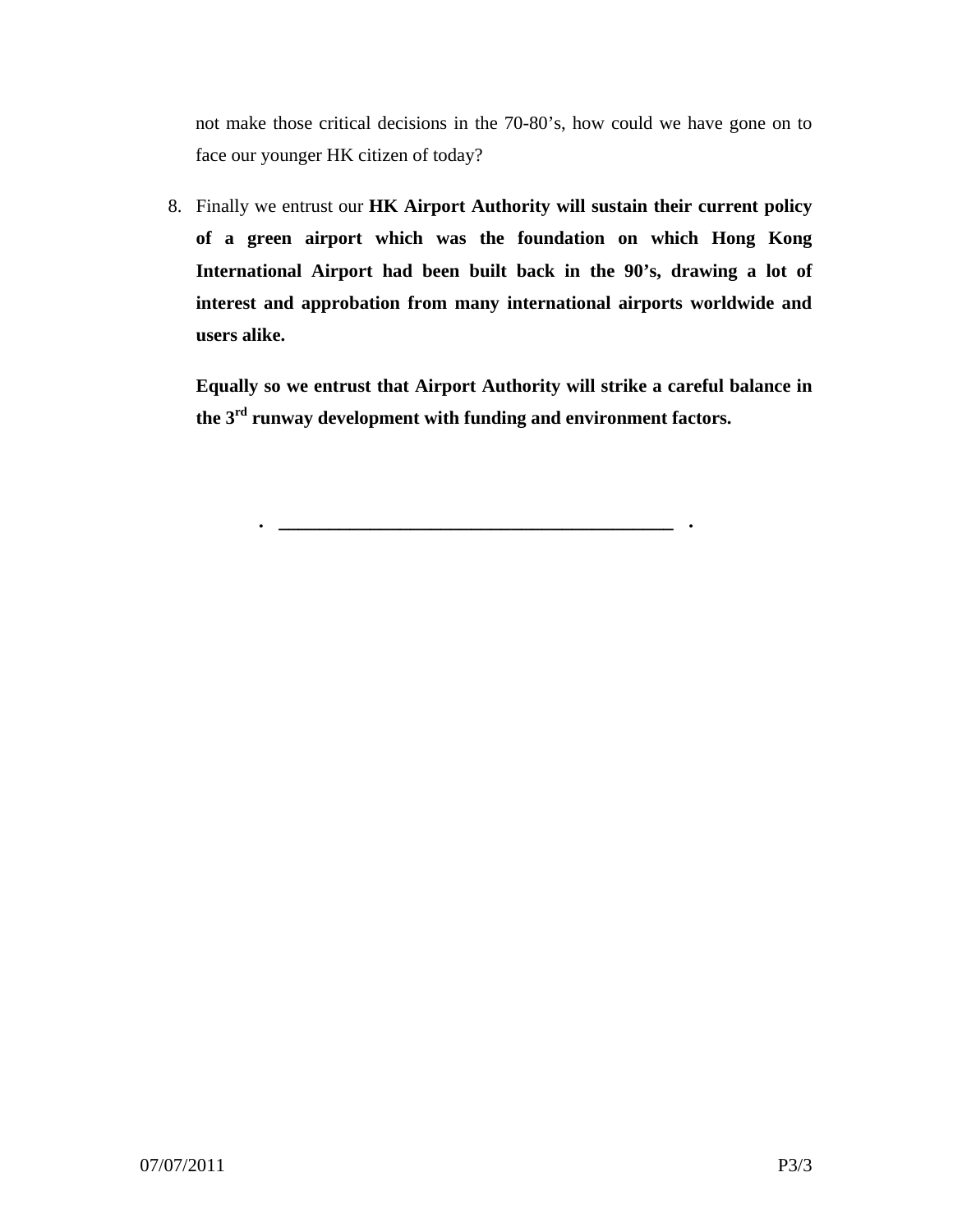not make those critical decisions in the 70-80's, how could we have gone on to face our younger HK citizen of today?

8. Finally we entrust our **HK Airport Authority will sustain their current policy of a green airport which was the foundation on which Hong Kong International Airport had been built back in the 90's, drawing a lot of interest and approbation from many international airports worldwide and users alike.**

   **Equally so we entrust that Airport Authority will strike a careful balance in the 3rd runway development with funding and environment factors.**

. \_\_\_\_\_\_\_\_\_\_\_\_\_\_\_\_\_\_\_\_\_\_\_\_\_\_\_\_\_\_\_\_\_\_\_\_\_\_\_\_\_\_ .

07/07/2011